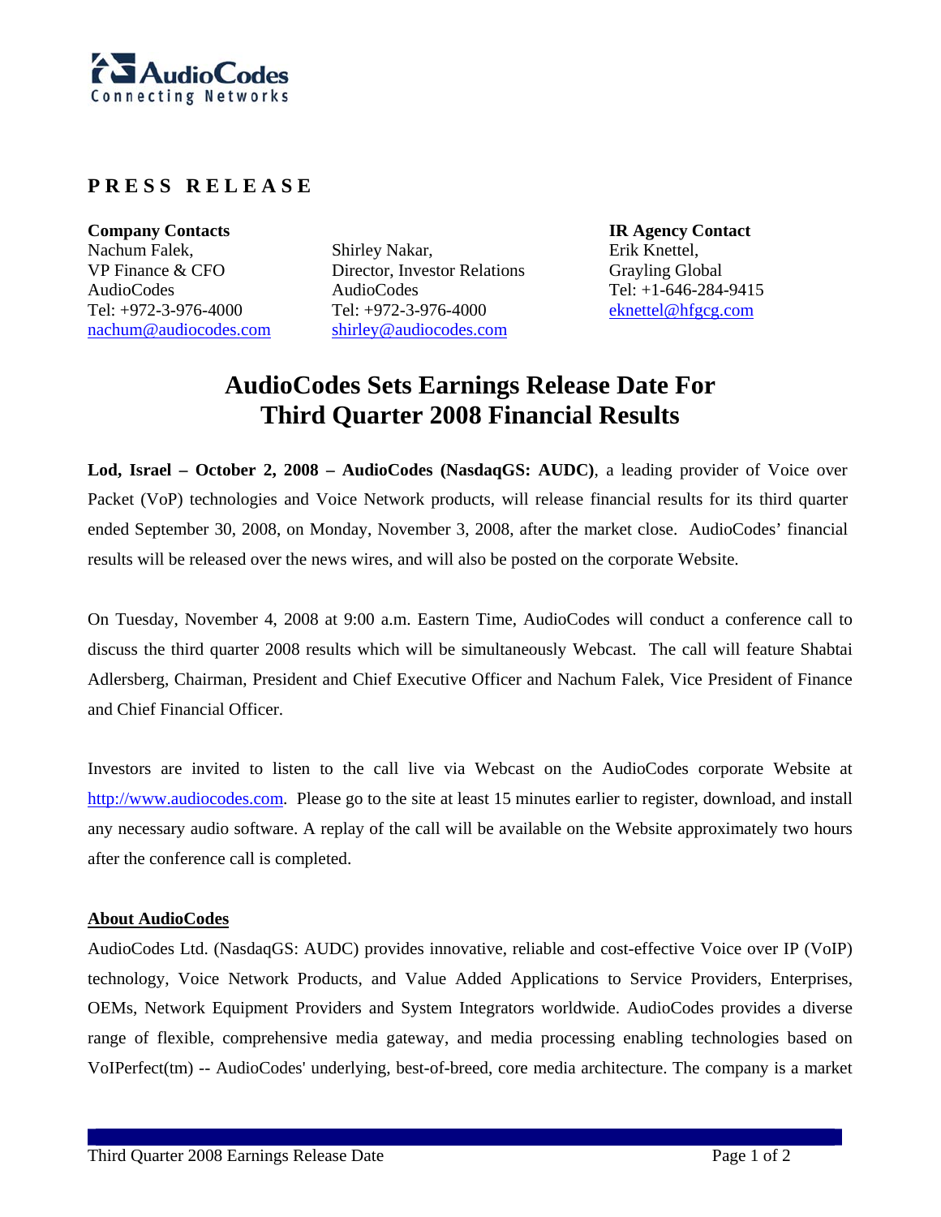**PRESS RELEASE**

**Company Contacts**

Nachum Falek,
VP Finance & CFO
AudioCodes
Tel: +972-3-976-4000
nachum@audiocodes.com

Shirley Nakar,
Director, Investor Relations
AudioCodes
Tel: +972-3-976-4000
shirley@audiocodes.com

**IR Agency Contact**

Erik Knettel,
Grayling Global
Tel: +1-646-284-9415
eknettel@hfgcg.com

# AudioCodes Sets Earnings Release Date For Third Quarter 2008 Financial Results

**Lod, Israel – October 2, 2008 – AudioCodes (NasdaqGS: AUDC)**, a leading provider of Voice over Packet (VoP) technologies and Voice Network products, will release financial results for its third quarter ended September 30, 2008, on Monday, November 3, 2008, after the market close. AudioCodes' financial results will be released over the news wires, and will also be posted on the corporate Website.

On Tuesday, November 4, 2008 at 9:00 a.m. Eastern Time, AudioCodes will conduct a conference call to discuss the third quarter 2008 results which will be simultaneously Webcast. The call will feature Shabtai Adlersberg, Chairman, President and Chief Executive Officer and Nachum Falek, Vice President of Finance and Chief Financial Officer.

Investors are invited to listen to the call live via Webcast on the AudioCodes corporate Website at http://www.audiocodes.com. Please go to the site at least 15 minutes earlier to register, download, and install any necessary audio software. A replay of the call will be available on the Website approximately two hours after the conference call is completed.

**About AudioCodes**

AudioCodes Ltd. (NasdaqGS: AUDC) provides innovative, reliable and cost-effective Voice over IP (VoIP) technology, Voice Network Products, and Value Added Applications to Service Providers, Enterprises, OEMs, Network Equipment Providers and System Integrators worldwide. AudioCodes provides a diverse range of flexible, comprehensive media gateway, and media processing enabling technologies based on VoIPerfect(tm) -- AudioCodes' underlying, best-of-breed, core media architecture. The company is a market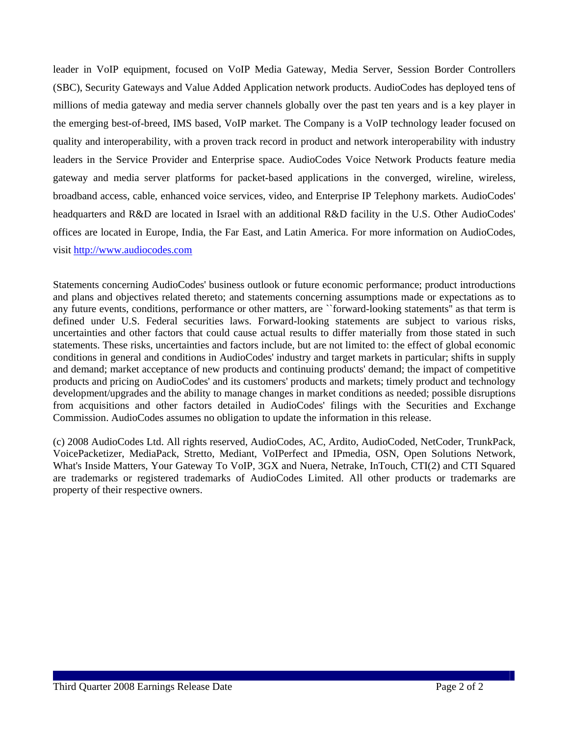leader in VoIP equipment, focused on VoIP Media Gateway, Media Server, Session Border Controllers (SBC), Security Gateways and Value Added Application network products. AudioCodes has deployed tens of millions of media gateway and media server channels globally over the past ten years and is a key player in the emerging best-of-breed, IMS based, VoIP market. The Company is a VoIP technology leader focused on quality and interoperability, with a proven track record in product and network interoperability with industry leaders in the Service Provider and Enterprise space. AudioCodes Voice Network Products feature media gateway and media server platforms for packet-based applications in the converged, wireline, wireless, broadband access, cable, enhanced voice services, video, and Enterprise IP Telephony markets. AudioCodes' headquarters and R&D are located in Israel with an additional R&D facility in the U.S. Other AudioCodes' offices are located in Europe, India, the Far East, and Latin America. For more information on AudioCodes, visit [http://www.audiocodes.com](http://www.audiocodes.com)

Statements concerning AudioCodes' business outlook or future economic performance; product introductions and plans and objectives related thereto; and statements concerning assumptions made or expectations as to any future events, conditions, performance or other matters, are ``forward-looking statements'' as that term is defined under U.S. Federal securities laws. Forward-looking statements are subject to various risks, uncertainties and other factors that could cause actual results to differ materially from those stated in such statements. These risks, uncertainties and factors include, but are not limited to: the effect of global economic conditions in general and conditions in AudioCodes' industry and target markets in particular; shifts in supply and demand; market acceptance of new products and continuing products' demand; the impact of competitive products and pricing on AudioCodes' and its customers' products and markets; timely product and technology development/upgrades and the ability to manage changes in market conditions as needed; possible disruptions from acquisitions and other factors detailed in AudioCodes' filings with the Securities and Exchange Commission. AudioCodes assumes no obligation to update the information in this release.

(c) 2008 AudioCodes Ltd. All rights reserved, AudioCodes, AC, Ardito, AudioCoded, NetCoder, TrunkPack, VoicePacketizer, MediaPack, Stretto, Mediant, VoIPerfect and IPmedia, OSN, Open Solutions Network, What's Inside Matters, Your Gateway To VoIP, 3GX and Nuera, Netrake, InTouch, CTI(2) and CTI Squared are trademarks or registered trademarks of AudioCodes Limited. All other products or trademarks are property of their respective owners.